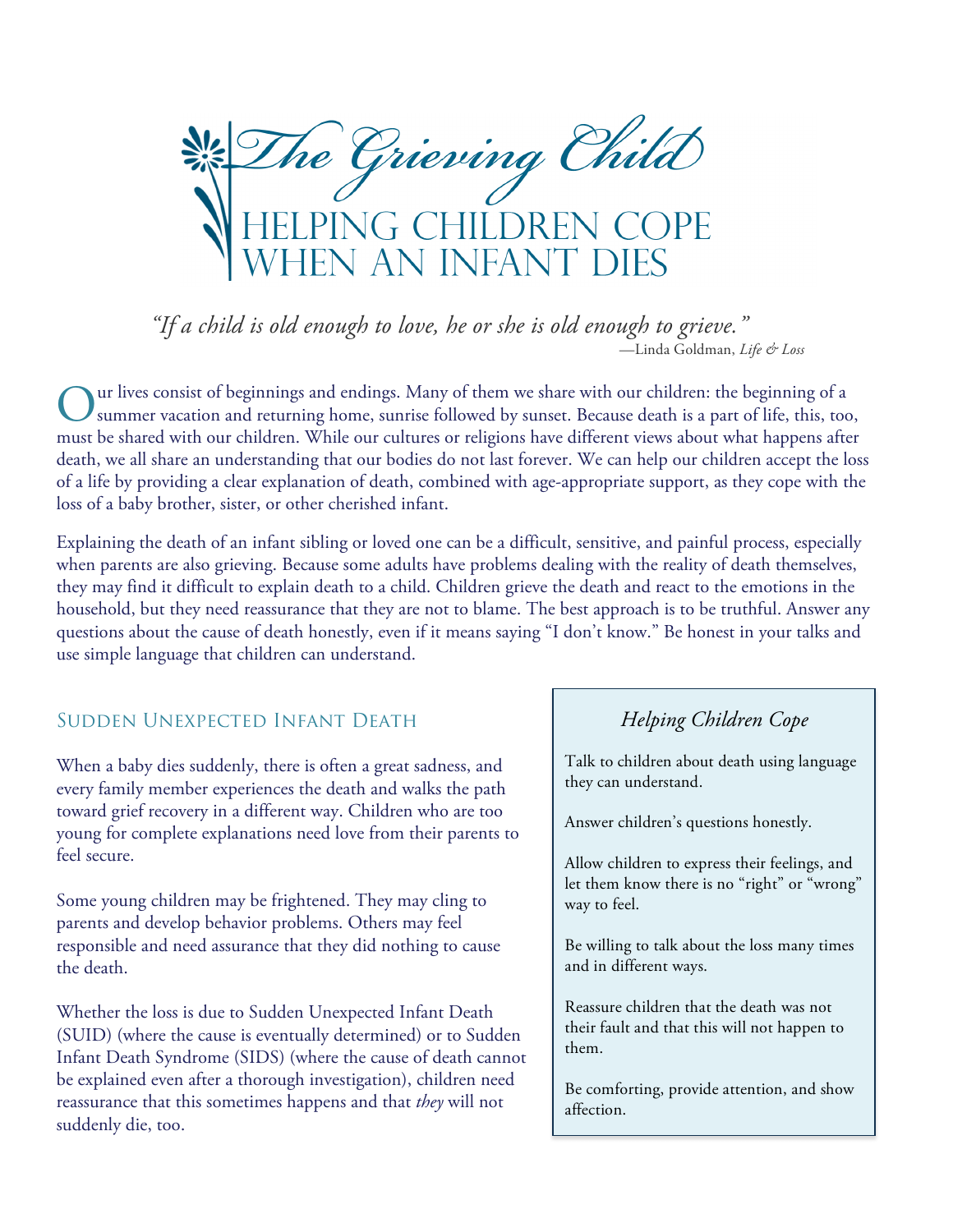# The Grieving Child

## Helping Children Cope When an Infant Dies

*"If a child is old enough to love, he or she is old enough to grieve."*

—Linda Goldman, *Life & Loss*

Our lives consist of beginnings and endings. Many of them we share with our children: the beginning of a summer vacation and returning home, sunrise followed by sunset. Because death is a part of life, this, too, must be shared with our children. While our cultures or religions have different views about what happens after death, we all share an understanding that our bodies do not last forever. We can help our children accept the loss of a life by providing a clear explanation of death, combined with age-appropriate support, as they cope with the loss of a baby brother, sister, or other cherished infant.

Explaining the death of an infant sibling or loved one can be a difficult, sensitive, and painful process, especially when parents are also grieving. Because some adults have problems dealing with the reality of death themselves, they may find it difficult to explain death to a child. Children grieve the death and react to the emotions in the household, but they need reassurance that they are not to blame. The best approach is to be truthful. Answer any questions about the cause of death honestly, even if it means saying "I don't know." Be honest in your talks and use simple language that children can understand.

### Sudden Unexpected Infant Death

When a baby dies suddenly, there is often a great sadness, and every family member experiences the death and walks the path toward grief recovery in a different way. Children who are too young for complete explanations need love from their parents to feel secure.

Some young children may be frightened. They may cling to parents and develop behavior problems. Others may feel responsible and need assurance that they did nothing to cause the death.

Whether the loss is due to Sudden Unexpected Infant Death (SUID) (where the cause is eventually determined) or to Sudden Infant Death Syndrome (SIDS) (where the cause of death cannot be explained even after a thorough investigation), children need reassurance that this sometimes happens and that *they* will not suddenly die, too.

> ### *Helping Children Cope*
>
> Talk to children about death using language they can understand.
>
> Answer children's questions honestly.
>
> Allow children to express their feelings, and let them know there is no "right" or "wrong" way to feel.
>
> Be willing to talk about the loss many times and in different ways.
>
> Reassure children that the death was not their fault and that this will not happen to them.
>
> Be comforting, provide attention, and show affection.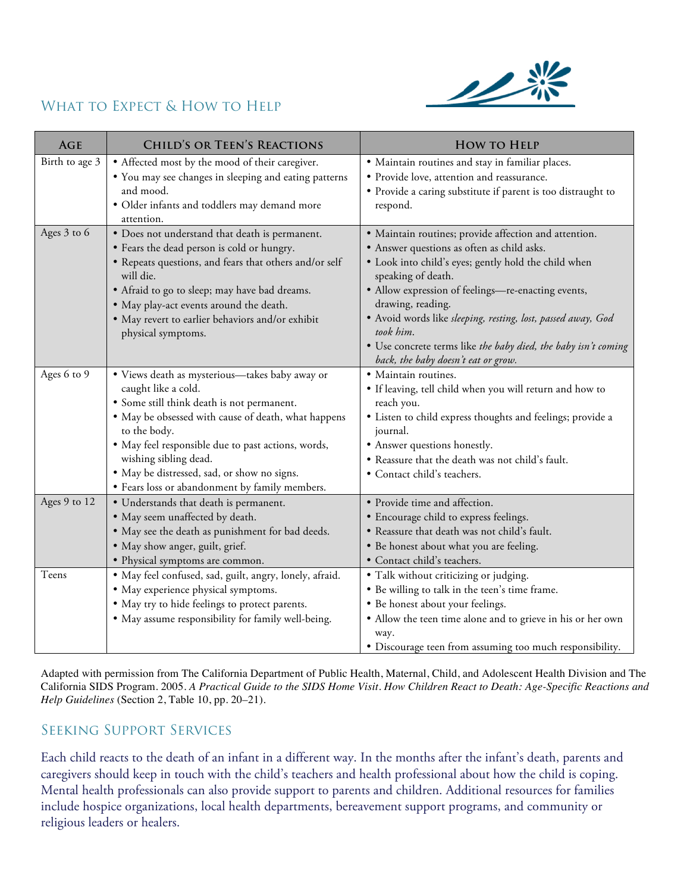## What to Expect & How to Help

| Age | Child's or Teen's Reactions | How to Help |
|---|---|---|
| Birth to age 3 | • Affected most by the mood of their caregiver.<br>• You may see changes in sleeping and eating patterns and mood.<br>• Older infants and toddlers may demand more attention. | • Maintain routines and stay in familiar places.<br>• Provide love, attention and reassurance.<br>• Provide a caring substitute if parent is too distraught to respond. |
| Ages 3 to 6 | • Does not understand that death is permanent.<br>• Fears the dead person is cold or hungry.<br>• Repeats questions, and fears that others and/or self will die.<br>• Afraid to go to sleep; may have bad dreams.<br>• May play-act events around the death.<br>• May revert to earlier behaviors and/or exhibit physical symptoms. | • Maintain routines; provide affection and attention.<br>• Answer questions as often as child asks.<br>• Look into child's eyes; gently hold the child when speaking of death.<br>• Allow expression of feelings—re-enacting events, drawing, reading.<br>• Avoid words like *sleeping, resting, lost, passed away, God took him*.<br>• Use concrete terms like *the baby died, the baby isn't coming back, the baby doesn't eat or grow.* |
| Ages 6 to 9 | • Views death as mysterious—takes baby away or caught like a cold.<br>• Some still think death is not permanent.<br>• May be obsessed with cause of death, what happens to the body.<br>• May feel responsible due to past actions, words, wishing sibling dead.<br>• May be distressed, sad, or show no signs.<br>• Fears loss or abandonment by family members. | • Maintain routines.<br>• If leaving, tell child when you will return and how to reach you.<br>• Listen to child express thoughts and feelings; provide a journal.<br>• Answer questions honestly.<br>• Reassure that the death was not child's fault.<br>• Contact child's teachers. |
| Ages 9 to 12 | • Understands that death is permanent.<br>• May seem unaffected by death.<br>• May see the death as punishment for bad deeds.<br>• May show anger, guilt, grief.<br>• Physical symptoms are common. | • Provide time and affection.<br>• Encourage child to express feelings.<br>• Reassure that death was not child's fault.<br>• Be honest about what you are feeling.<br>• Contact child's teachers. |
| Teens | • May feel confused, sad, guilt, angry, lonely, afraid.<br>• May experience physical symptoms.<br>• May try to hide feelings to protect parents.<br>• May assume responsibility for family well-being. | • Talk without criticizing or judging.<br>• Be willing to talk in the teen's time frame.<br>• Be honest about your feelings.<br>• Allow the teen time alone and to grieve in his or her own way.<br>• Discourage teen from assuming too much responsibility. |

Adapted with permission from The California Department of Public Health, Maternal, Child, and Adolescent Health Division and The California SIDS Program. 2005. *A Practical Guide to the SIDS Home Visit*. *How Children React to Death: Age-Specific Reactions and Help Guidelines* (Section 2, Table 10, pp. 20–21).

## Seeking Support Services

Each child reacts to the death of an infant in a different way. In the months after the infant's death, parents and caregivers should keep in touch with the child's teachers and health professional about how the child is coping. Mental health professionals can also provide support to parents and children. Additional resources for families include hospice organizations, local health departments, bereavement support programs, and community or religious leaders or healers.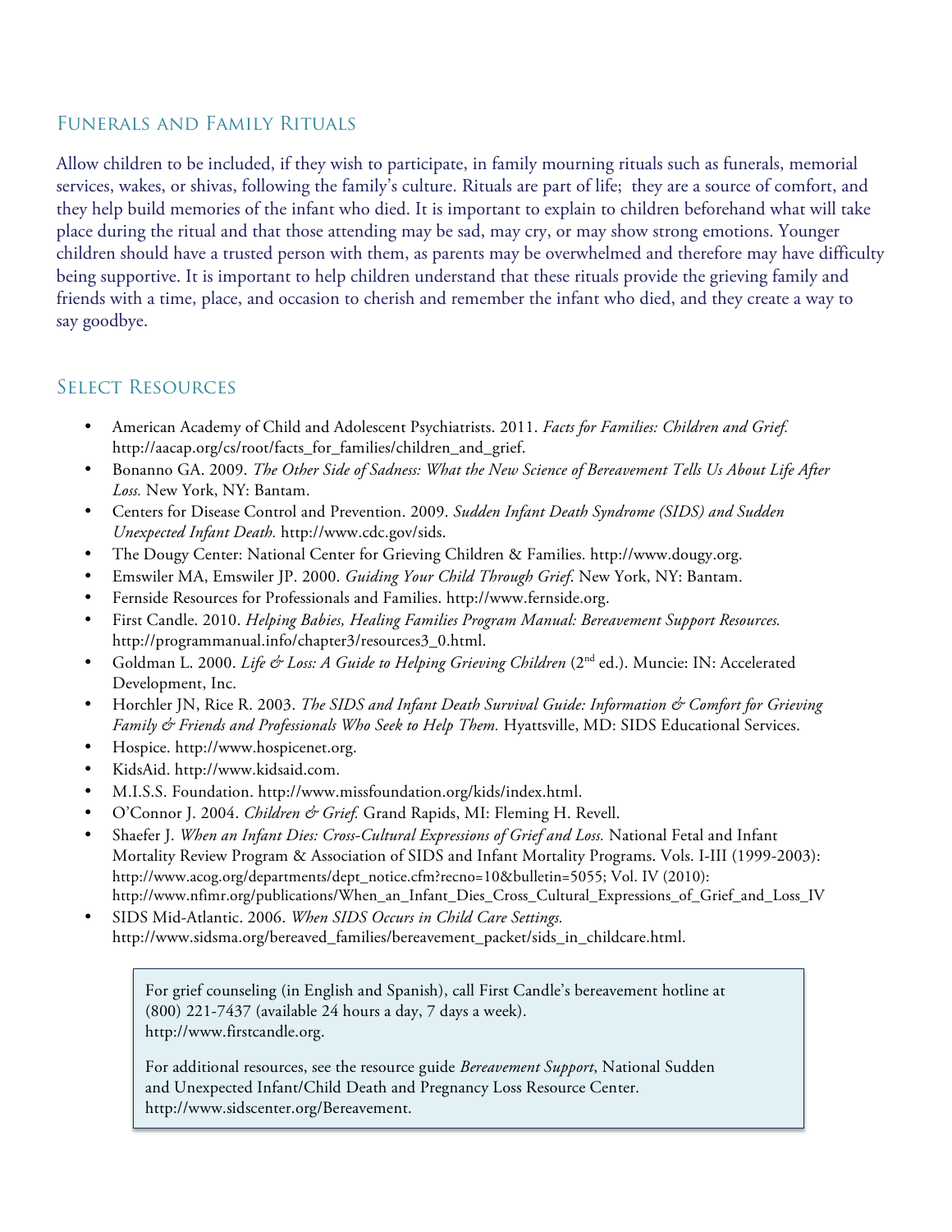## Funerals and Family Rituals

Allow children to be included, if they wish to participate, in family mourning rituals such as funerals, memorial services, wakes, or shivas, following the family's culture. Rituals are part of life; they are a source of comfort, and they help build memories of the infant who died. It is important to explain to children beforehand what will take place during the ritual and that those attending may be sad, may cry, or may show strong emotions. Younger children should have a trusted person with them, as parents may be overwhelmed and therefore may have difficulty being supportive. It is important to help children understand that these rituals provide the grieving family and friends with a time, place, and occasion to cherish and remember the infant who died, and they create a way to say goodbye.

## Select Resources

- American Academy of Child and Adolescent Psychiatrists. 2011. *Facts for Families: Children and Grief.* http://aacap.org/cs/root/facts_for_families/children_and_grief.
- Bonanno GA. 2009. *The Other Side of Sadness: What the New Science of Bereavement Tells Us About Life After Loss.* New York, NY: Bantam.
- Centers for Disease Control and Prevention. 2009. *Sudden Infant Death Syndrome (SIDS) and Sudden Unexpected Infant Death.* http://www.cdc.gov/sids.
- The Dougy Center: National Center for Grieving Children & Families. http://www.dougy.org.
- Emswiler MA, Emswiler JP. 2000. *Guiding Your Child Through Grief.* New York, NY: Bantam.
- Fernside Resources for Professionals and Families. http://www.fernside.org.
- First Candle. 2010. *Helping Babies, Healing Families Program Manual: Bereavement Support Resources.* http://programmanual.info/chapter3/resources3_0.html.
- Goldman L. 2000. *Life & Loss: A Guide to Helping Grieving Children* (2nd ed.). Muncie: IN: Accelerated Development, Inc.
- Horchler JN, Rice R. 2003. *The SIDS and Infant Death Survival Guide: Information & Comfort for Grieving Family & Friends and Professionals Who Seek to Help Them.* Hyattsville, MD: SIDS Educational Services.
- Hospice. http://www.hospicenet.org.
- KidsAid. http://www.kidsaid.com.
- M.I.S.S. Foundation. http://www.missfoundation.org/kids/index.html.
- O'Connor J. 2004. *Children & Grief.* Grand Rapids, MI: Fleming H. Revell.
- Shaefer J. *When an Infant Dies: Cross-Cultural Expressions of Grief and Loss.* National Fetal and Infant Mortality Review Program & Association of SIDS and Infant Mortality Programs. Vols. I-III (1999-2003): http://www.acog.org/departments/dept_notice.cfm?recno=10&bulletin=5055; Vol. IV (2010): http://www.nfimr.org/publications/When_an_Infant_Dies_Cross_Cultural_Expressions_of_Grief_and_Loss_IV
- SIDS Mid-Atlantic. 2006. *When SIDS Occurs in Child Care Settings.* http://www.sidsma.org/bereaved_families/bereavement_packet/sids_in_childcare.html.

> For grief counseling (in English and Spanish), call First Candle's bereavement hotline at (800) 221-7437 (available 24 hours a day, 7 days a week). http://www.firstcandle.org.
>
> For additional resources, see the resource guide *Bereavement Support*, National Sudden and Unexpected Infant/Child Death and Pregnancy Loss Resource Center. http://www.sidscenter.org/Bereavement.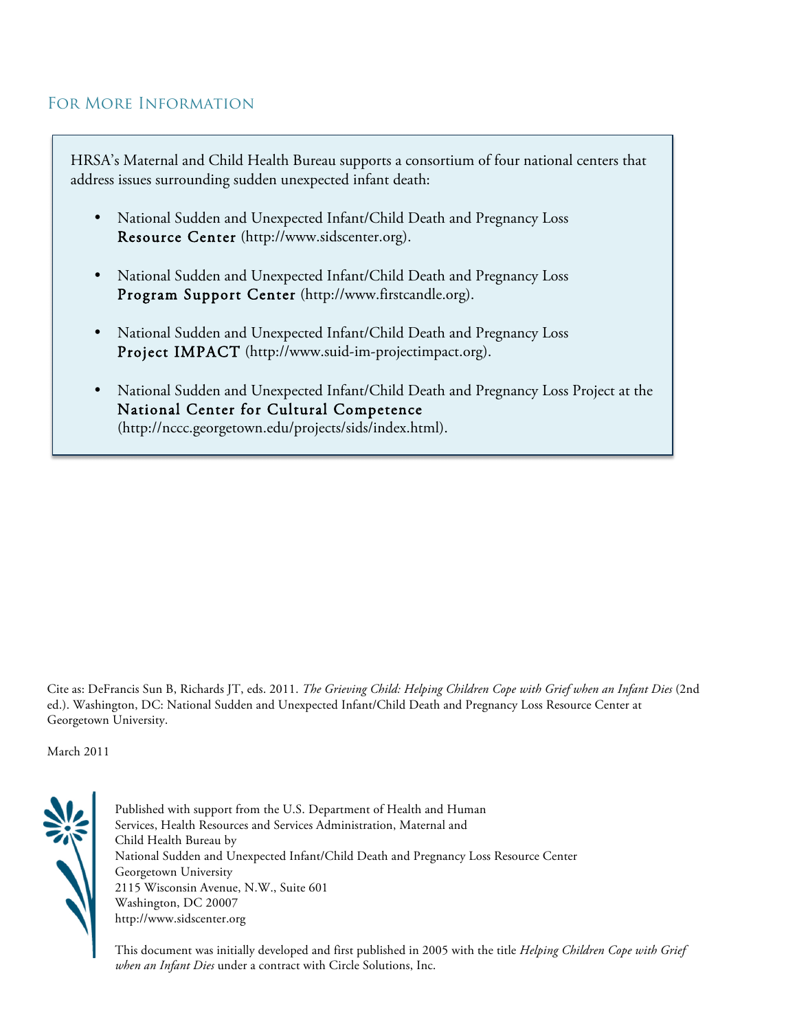## For More Information

HRSA's Maternal and Child Health Bureau supports a consortium of four national centers that address issues surrounding sudden unexpected infant death:

- National Sudden and Unexpected Infant/Child Death and Pregnancy Loss **Resource Center** (http://www.sidscenter.org).
- National Sudden and Unexpected Infant/Child Death and Pregnancy Loss **Program Support Center** (http://www.firstcandle.org).
- National Sudden and Unexpected Infant/Child Death and Pregnancy Loss **Project IMPACT** (http://www.suid-im-projectimpact.org).
- National Sudden and Unexpected Infant/Child Death and Pregnancy Loss Project at the **National Center for Cultural Competence** (http://nccc.georgetown.edu/projects/sids/index.html).

Cite as: DeFrancis Sun B, Richards JT, eds. 2011. *The Grieving Child: Helping Children Cope with Grief when an Infant Dies* (2nd ed.). Washington, DC: National Sudden and Unexpected Infant/Child Death and Pregnancy Loss Resource Center at Georgetown University.

March 2011

Published with support from the U.S. Department of Health and Human Services, Health Resources and Services Administration, Maternal and Child Health Bureau by
National Sudden and Unexpected Infant/Child Death and Pregnancy Loss Resource Center
Georgetown University
2115 Wisconsin Avenue, N.W., Suite 601
Washington, DC 20007
http://www.sidscenter.org

This document was initially developed and first published in 2005 with the title *Helping Children Cope with Grief when an Infant Dies* under a contract with Circle Solutions, Inc.